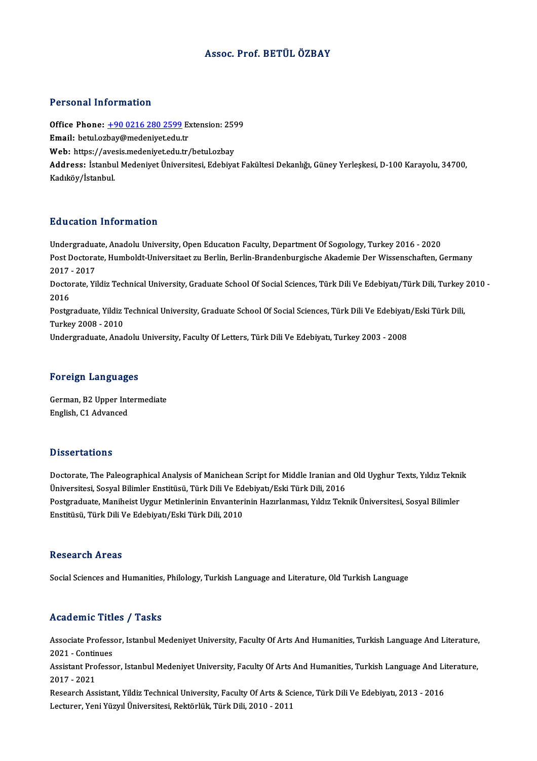# Assoc. Prof. BETÜL ÖZBAY

## Personal Information

**Office Phone:** +90 0216 280 2599 Extension: 2599
**Email:** betul.ozbay@medeniyet.edu.tr
**Web:** https://avesis.medeniyet.edu.tr/betul.ozbay
**Address:** İstanbul Medeniyet Üniversitesi, Edebiyat Fakültesi Dekanlığı, Güney Yerleşkesi, D-100 Karayolu, 34700, Kadıköy/İstanbul.

## Education Information

Undergraduate, Anadolu University, Open Educatıon Faculty, Department Of Sogıology, Turkey 2016 - 2020
Post Doctorate, Humboldt-Universitaet zu Berlin, Berlin-Brandenburgische Akademie Der Wissenschaften, Germany 2017 - 2017
Doctorate, Yildiz Technical University, Graduate School Of Social Sciences, Türk Dili Ve Edebiyatı/Türk Dili, Turkey 2010 - 2016
Postgraduate, Yildiz Technical University, Graduate School Of Social Sciences, Türk Dili Ve Edebiyatı/Eski Türk Dili, Turkey 2008 - 2010
Undergraduate, Anadolu University, Faculty Of Letters, Türk Dili Ve Edebiyatı, Turkey 2003 - 2008

## Foreign Languages

German, B2 Upper Intermediate
English, C1 Advanced

## Dissertations

Doctorate, The Paleographical Analysis of Manichean Script for Middle Iranian and Old Uyghur Texts, Yıldız Teknik Üniversitesi, Sosyal Bilimler Enstitüsü, Türk Dili Ve Edebiyatı/Eski Türk Dili, 2016
Postgraduate, Maniheist Uygur Metinlerinin Envanterinin Hazırlanması, Yıldız Teknik Üniversitesi, Sosyal Bilimler Enstitüsü, Türk Dili Ve Edebiyatı/Eski Türk Dili, 2010

## Research Areas

Social Sciences and Humanities, Philology, Turkish Language and Literature, Old Turkish Language

## Academic Titles / Tasks

Associate Professor, Istanbul Medeniyet University, Faculty Of Arts And Humanities, Turkish Language And Literature, 2021 - Continues
Assistant Professor, Istanbul Medeniyet University, Faculty Of Arts And Humanities, Turkish Language And Literature, 2017 - 2021
Research Assistant, Yildiz Technical University, Faculty Of Arts & Science, Türk Dili Ve Edebiyatı, 2013 - 2016
Lecturer, Yeni Yüzyıl Üniversitesi, Rektörlük, Türk Dili, 2010 - 2011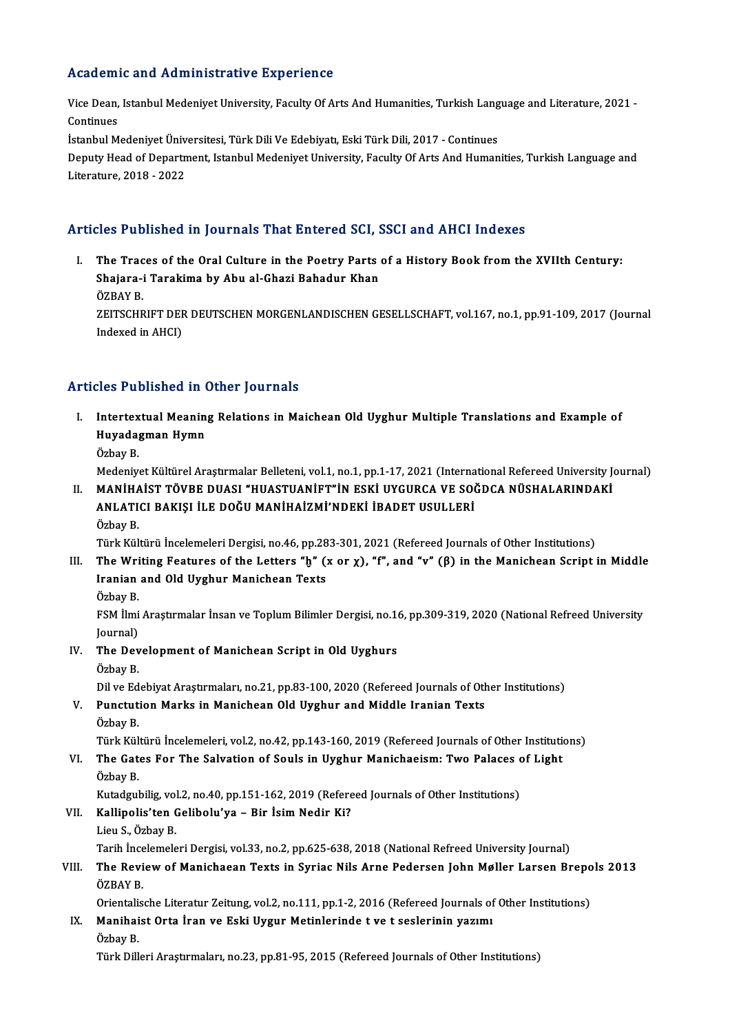## Academic and Administrative Experience

Vice Dean, Istanbul Medeniyet University, Faculty Of Arts And Humanities, Turkish Language and Literature, 2021 - Continues

İstanbul Medeniyet Üniversitesi, Türk Dili Ve Edebiyatı, Eski Türk Dili, 2017 - Continues

Deputy Head of Department, Istanbul Medeniyet University, Faculty Of Arts And Humanities, Turkish Language and Literature, 2018 - 2022

## Articles Published in Journals That Entered SCI, SSCI and AHCI Indexes

I. **The Traces of the Oral Culture in the Poetry Parts of a History Book from the XVIIth Century: Shajara-i Tarakima by Abu al-Ghazi Bahadur Khan**
   ÖZBAY B.
   ZEITSCHRIFT DER DEUTSCHEN MORGENLANDISCHEN GESELLSCHAFT, vol.167, no.1, pp.91-109, 2017 (Journal Indexed in AHCI)

## Articles Published in Other Journals

I. **Intertextual Meaning Relations in Maichean Old Uyghur Multiple Translations and Example of Huyadagman Hymn**
   Özbay B.
   Medeniyet Kültürel Araştırmalar Belleteni, vol.1, no.1, pp.1-17, 2021 (International Refereed University Journal)
II. **MANİHAİST TÖVBE DUASI "HUASTUANİFT"İN ESKİ UYGURCA VE SOĞDCA NÜSHALARINDAKİ ANLATICI BAKIŞI İLE DOĞU MANİHAİZMİ'NDEKİ İBADET USULLERİ**
   Özbay B.
   Türk Kültürü İncelemeleri Dergisi, no.46, pp.283-301, 2021 (Refereed Journals of Other Institutions)
III. **The Writing Features of the Letters "ẖ" (x or χ), "f", and "v" (β) in the Manichean Script in Middle Iranian and Old Uyghur Manichean Texts**
   Özbay B.
   FSM İlmi Araştırmalar İnsan ve Toplum Bilimler Dergisi, no.16, pp.309-319, 2020 (National Refreed University Journal)
IV. **The Development of Manichean Script in Old Uyghurs**
   Özbay B.
   Dil ve Edebiyat Araştırmaları, no.21, pp.83-100, 2020 (Refereed Journals of Other Institutions)
V. **Punctution Marks in Manichean Old Uyghur and Middle Iranian Texts**
   Özbay B.
   Türk Kültürü İncelemeleri, vol.2, no.42, pp.143-160, 2019 (Refereed Journals of Other Institutions)
VI. **The Gates For The Salvation of Souls in Uyghur Manichaeism: Two Palaces of Light**
   Özbay B.
   Kutadgubilig, vol.2, no.40, pp.151-162, 2019 (Refereed Journals of Other Institutions)
VII. **Kallipolis'ten Gelibolu'ya – Bir İsim Nedir Ki?**
   Lieu S., Özbay B.
   Tarih İncelemeleri Dergisi, vol.33, no.2, pp.625-638, 2018 (National Refreed University Journal)
VIII. **The Review of Manichaean Texts in Syriac Nils Arne Pedersen John Møller Larsen Brepols 2013**
   ÖZBAY B.
   Orientalische Literatur Zeitung, vol.2, no.111, pp.1-2, 2016 (Refereed Journals of Other Institutions)
IX. **Manihaist Orta İran ve Eski Uygur Metinlerinde t ve t seslerinin yazımı**
   Özbay B.
   Türk Dilleri Araştırmaları, no.23, pp.81-95, 2015 (Refereed Journals of Other Institutions)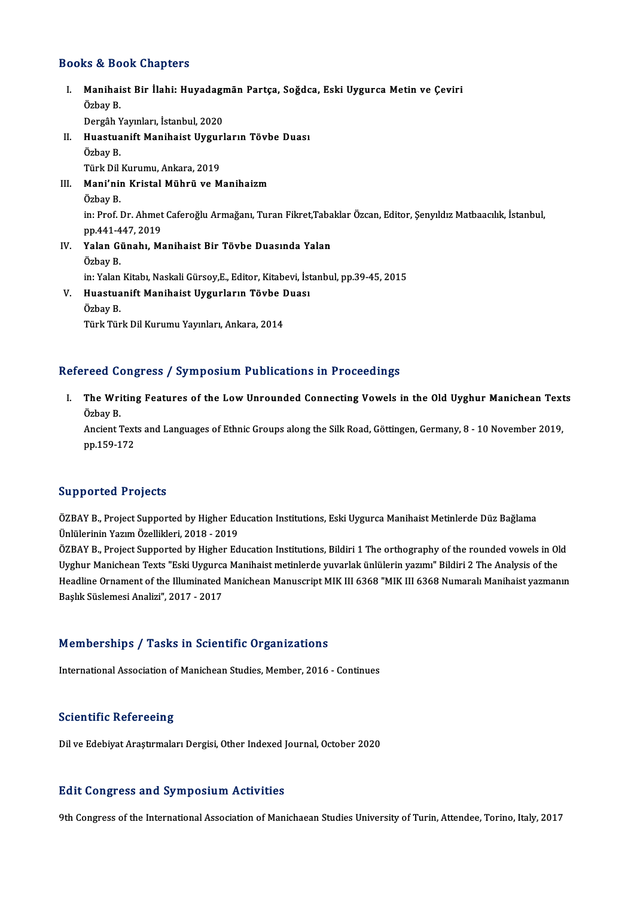## Books & Book Chapters

I. **Manihaist Bir İlahi: Huyadagmān Partça, Soğdca, Eski Uygurca Metin ve Çeviri**
   Özbay B.
   Dergâh Yayınları, İstanbul, 2020

II. **Huastuanift Manihaist Uygurların Tövbe Duası**
   Özbay B.
   Türk Dil Kurumu, Ankara, 2019

III. **Mani'nin Kristal Mührü ve Manihaizm**
   Özbay B.
   in: Prof. Dr. Ahmet Caferoğlu Armağanı, Turan Fikret,Tabaklar Özcan, Editor, Şenyıldız Matbaacılık, İstanbul, pp.441-447, 2019

IV. **Yalan Günahı, Manihaist Bir Tövbe Duasında Yalan**
   Özbay B.
   in: Yalan Kitabı, Naskali Gürsoy,E., Editor, Kitabevi, İstanbul, pp.39-45, 2015

V. **Huastuanift Manihaist Uygurların Tövbe Duası**
   Özbay B.
   Türk Türk Dil Kurumu Yayınları, Ankara, 2014

## Refereed Congress / Symposium Publications in Proceedings

I. **The Writing Features of the Low Unrounded Connecting Vowels in the Old Uyghur Manichean Texts**
   Özbay B.
   Ancient Texts and Languages of Ethnic Groups along the Silk Road, Göttingen, Germany, 8 - 10 November 2019, pp.159-172

## Supported Projects

ÖZBAY B., Project Supported by Higher Education Institutions, Eski Uygurca Manihaist Metinlerde Düz Bağlama Ünlülerinin Yazım Özellikleri, 2018 - 2019

ÖZBAY B., Project Supported by Higher Education Institutions, Bildiri 1 The orthography of the rounded vowels in Old Uyghur Manichean Texts "Eski Uygurca Manihaist metinlerde yuvarlak ünlülerin yazımı" Bildiri 2 The Analysis of the Headline Ornament of the Illuminated Manichean Manuscript MIK III 6368 "MIK III 6368 Numaralı Manihaist yazmanın Başlık Süslemesi Analizi", 2017 - 2017

## Memberships / Tasks in Scientific Organizations

International Association of Manichean Studies, Member, 2016 - Continues

## Scientific Refereeing

Dil ve Edebiyat Araştırmaları Dergisi, Other Indexed Journal, October 2020

## Edit Congress and Symposium Activities

9th Congress of the International Association of Manichaean Studies University of Turin, Attendee, Torino, Italy, 2017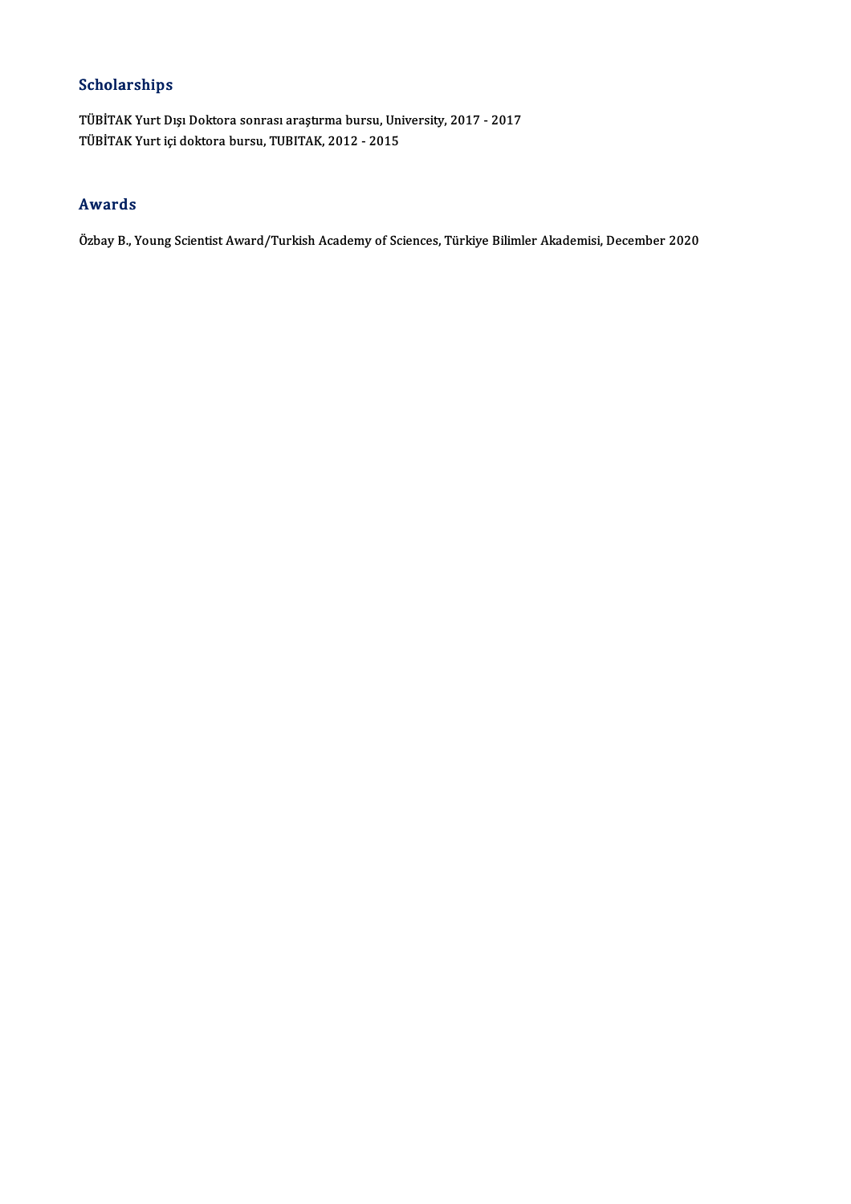## Scholarships

TÜBİTAK Yurt Dışı Doktora sonrası araştırma bursu, University, 2017 - 2017
TÜBİTAK Yurt içi doktora bursu, TUBITAK, 2012 - 2015

## Awards

Özbay B., Young Scientist Award/Turkish Academy of Sciences, Türkiye Bilimler Akademisi, December 2020